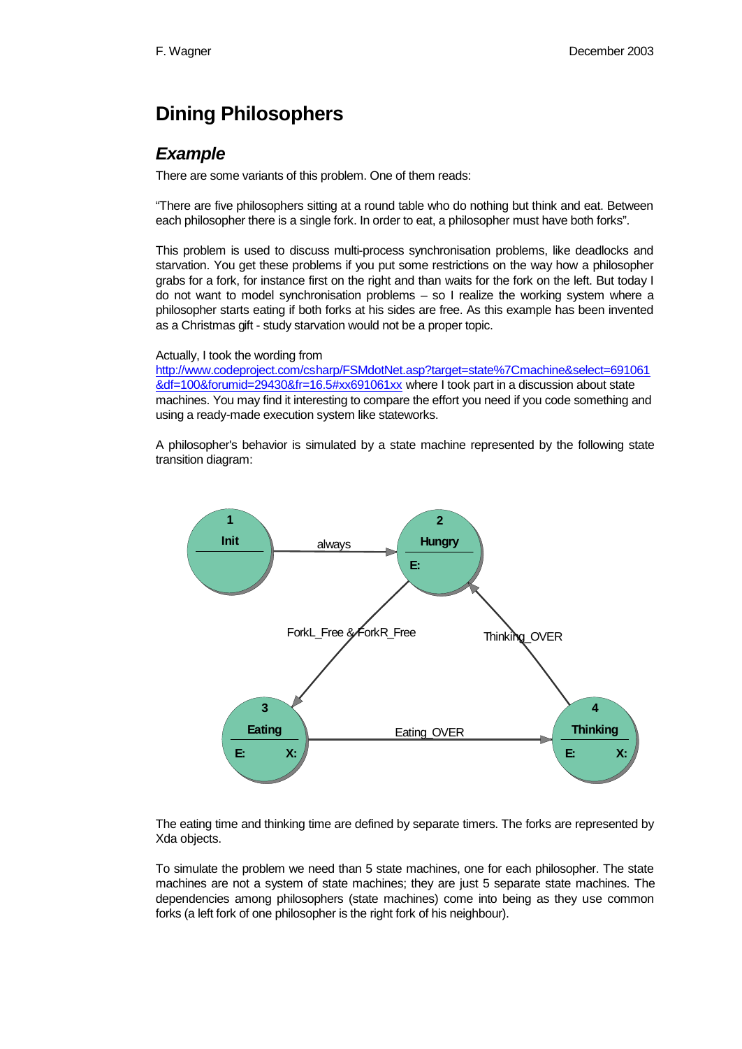# Dining Philosophers

## *Example*

There are some variants of this problem. One of them reads:

“There are five philosophers sitting at a round table who do nothing but think and eat. Between each philosopher there is a single fork. In order to eat, a philosopher must have both forks”.

This problem is used to discuss multi-process synchronisation problems, like deadlocks and starvation. You get these problems if you put some restrictions on the way how a philosopher grabs for a fork, for instance first on the right and than waits for the fork on the left. But today I do not want to model synchronisation problems – so I realize the working system where a philosopher starts eating if both forks at his sides are free. As this example has been invented as a Christmas gift - study starvation would not be a proper topic.

Actually, I took the wording from [http://www.codeproject.com/csharp/FSMdotNet.asp?target=state%7Cmachine&select=691061&df=100&forumid=29430&fr=16.5#xx691061xx](http://www.codeproject.com/csharp/FSMdotNet.asp?target=state%7Cmachine&select=691061&df=100&forumid=29430&fr=16.5#xx691061xx) where I took part in a discussion about state machines. You may find it interesting to compare the effort you need if you code something and using a ready-made execution system like stateworks.

A philosopher's behavior is simulated by a state machine represented by the following state transition diagram:

1 Init —always→ 2 Hungry (E:)

2 Hungry —ForkL_Free & ForkR_Free→ 3 Eating (E: X:)

3 Eating —Eating_OVER→ 4 Thinking (E: X:)

4 Thinking —Thinking_OVER→ 2 Hungry

The eating time and thinking time are defined by separate timers. The forks are represented by Xda objects.

To simulate the problem we need than 5 state machines, one for each philosopher. The state machines are not a system of state machines; they are just 5 separate state machines. The dependencies among philosophers (state machines) come into being as they use common forks (a left fork of one philosopher is the right fork of his neighbour).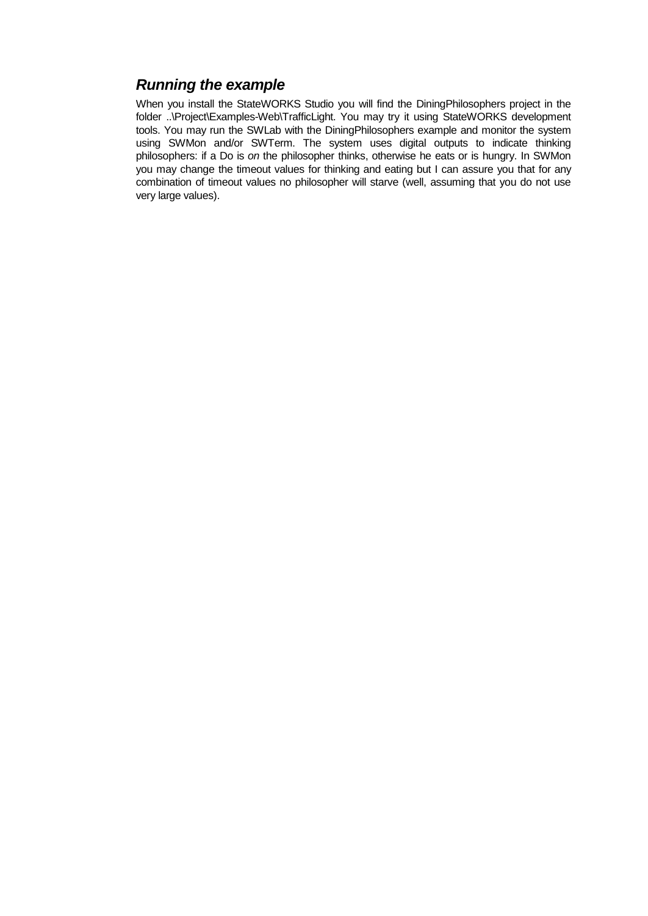## *Running the example*

When you install the StateWORKS Studio you will find the DiningPhilosophers project in the folder ..\Project\Examples-Web\TrafficLight. You may try it using StateWORKS development tools. You may run the SWLab with the DiningPhilosophers example and monitor the system using SWMon and/or SWTerm. The system uses digital outputs to indicate thinking philosophers: if a Do is *on* the philosopher thinks, otherwise he eats or is hungry. In SWMon you may change the timeout values for thinking and eating but I can assure you that for any combination of timeout values no philosopher will starve (well, assuming that you do not use very large values).